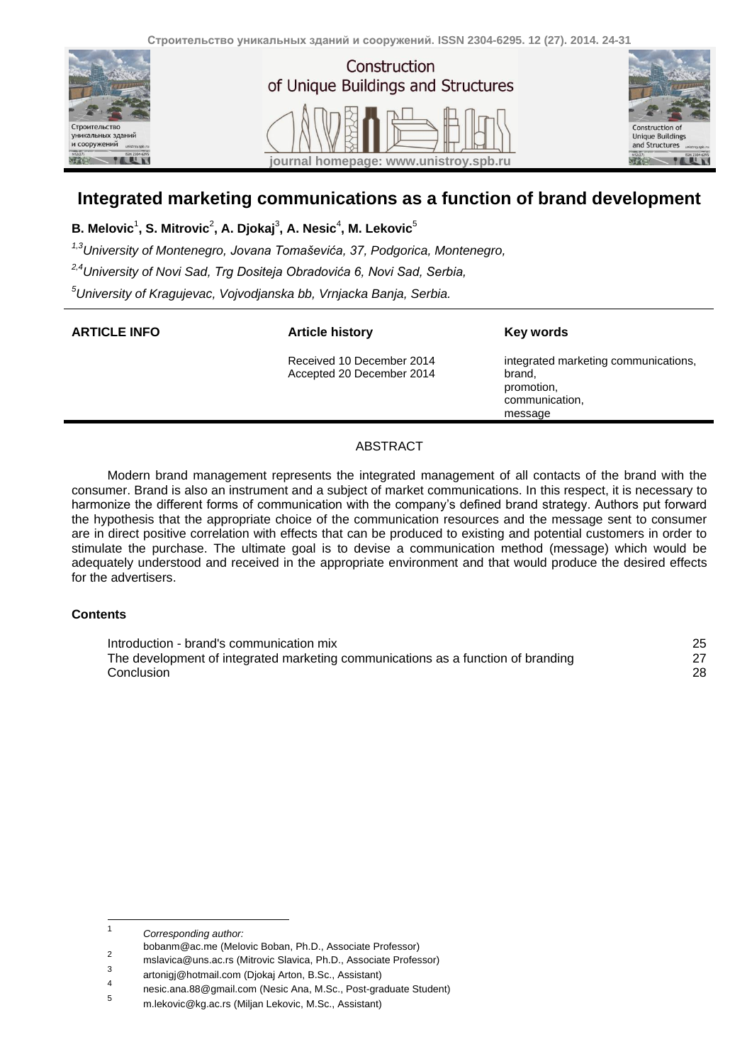# Integrated marketing communications as a function of brand development

**B. Melovic[1], S. Mitrovic[2], A. Djokaj[3], A. Nesic[4], M. Lekovic[5]**

*[1,3]University of Montenegro, Jovana Tomaševića, 37, Podgorica, Montenegro,*

*[2,4]University of Novi Sad, Trg Dositeja Obradovića 6, Novi Sad, Serbia,*

*[5]University of Kragujevac, Vojvodjanska bb, Vrnjacka Banja, Serbia.*

| **ARTICLE INFO** | **Article history** | **Key words** |
|---|---|---|
| | Received 10 December 2014<br>Accepted 20 December 2014 | integrated marketing communications,<br>brand,<br>promotion,<br>communication,<br>message |

## ABSTRACT

Modern brand management represents the integrated management of all contacts of the brand with the consumer. Brand is also an instrument and a subject of market communications. In this respect, it is necessary to harmonize the different forms of communication with the company's defined brand strategy. Authors put forward the hypothesis that the appropriate choice of the communication resources and the message sent to consumer are in direct positive correlation with effects that can be produced to existing and potential customers in order to stimulate the purchase. The ultimate goal is to devise a communication method (message) which would be adequately understood and received in the appropriate environment and that would produce the desired effects for the advertisers.

**Contents**

| | |
|---|---|
| Introduction - brand's communication mix | 25 |
| The development of integrated marketing communications as a function of branding | 27 |
| Conclusion | 28 |

---

[1] *Corresponding author:*
bobanm@ac.me (Melovic Boban, Ph.D., Associate Professor)

[2] mslavica@uns.ac.rs (Mitrovic Slavica, Ph.D., Associate Professor)

[3] artonigj@hotmail.com (Djokaj Arton, B.Sc., Assistant)

[4] nesic.ana.88@gmail.com (Nesic Ana, M.Sc., Post-graduate Student)

[5] m.lekovic@kg.ac.rs (Miljan Lekovic, M.Sc., Assistant)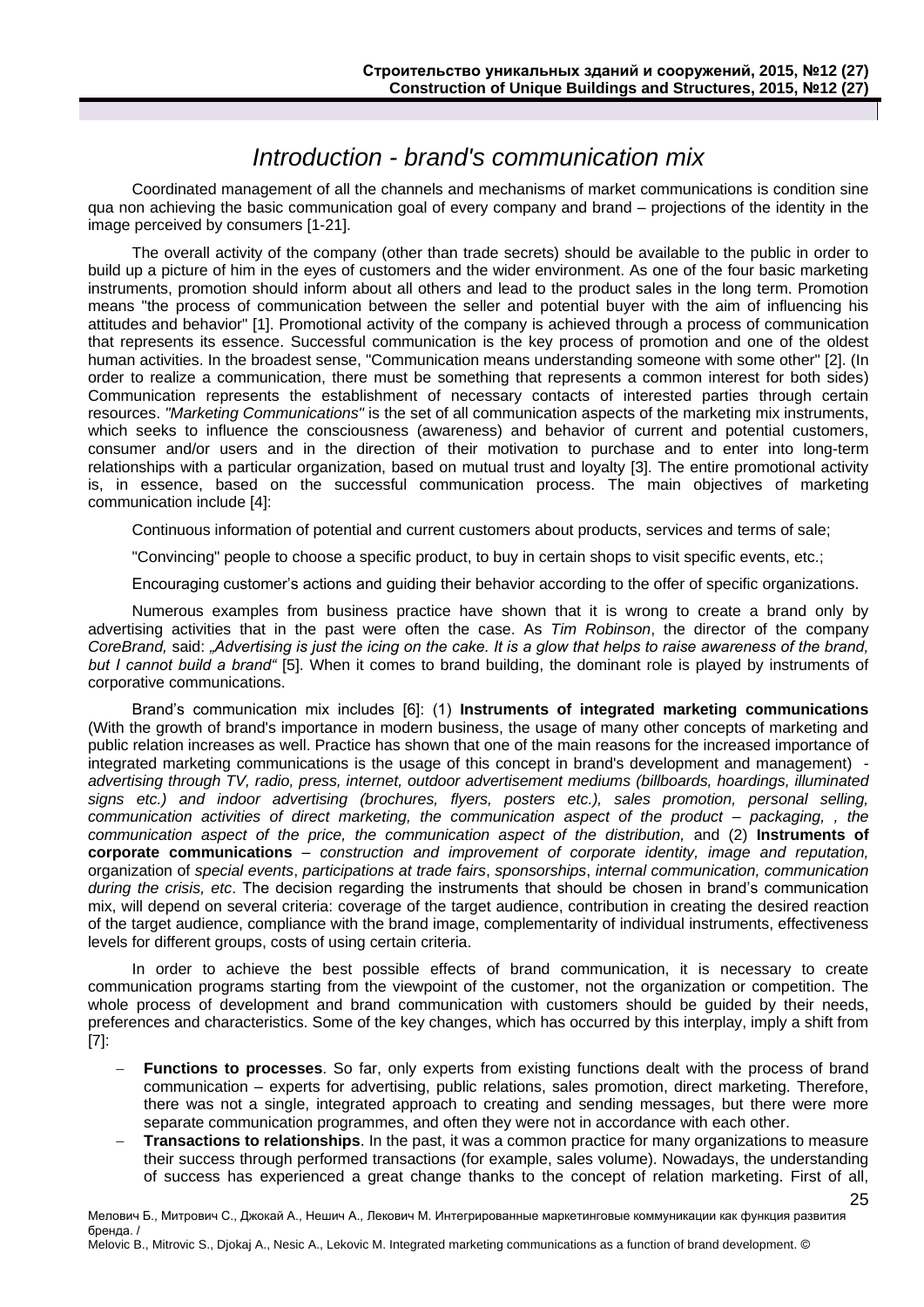# Introduction - brand's communication mix

Coordinated management of all the channels and mechanisms of market communications is condition sine qua non achieving the basic communication goal of every company and brand – projections of the identity in the image perceived by consumers [1-21].

The overall activity of the company (other than trade secrets) should be available to the public in order to build up a picture of him in the eyes of customers and the wider environment. As one of the four basic marketing instruments, promotion should inform about all others and lead to the product sales in the long term. Promotion means "the process of communication between the seller and potential buyer with the aim of influencing his attitudes and behavior" [1]. Promotional activity of the company is achieved through a process of communication that represents its essence. Successful communication is the key process of promotion and one of the oldest human activities. In the broadest sense, "Communication means understanding someone with some other" [2]. (In order to realize a communication, there must be something that represents a common interest for both sides) Communication represents the establishment of necessary contacts of interested parties through certain resources. *"Marketing Communications"* is the set of all communication aspects of the marketing mix instruments, which seeks to influence the consciousness (awareness) and behavior of current and potential customers, consumer and/or users and in the direction of their motivation to purchase and to enter into long-term relationships with a particular organization, based on mutual trust and loyalty [3]. The entire promotional activity is, in essence, based on the successful communication process. The main objectives of marketing communication include [4]:

Continuous information of potential and current customers about products, services and terms of sale;

"Convincing" people to choose a specific product, to buy in certain shops to visit specific events, etc.;

Encouraging customer's actions and guiding their behavior according to the offer of specific organizations.

Numerous examples from business practice have shown that it is wrong to create a brand only by advertising activities that in the past were often the case. As *Tim Robinson*, the director of the company *CoreBrand,* said: *„Advertising is just the icing on the cake. It is a glow that helps to raise awareness of the brand, but I cannot build a brand"* [5]. When it comes to brand building, the dominant role is played by instruments of corporative communications.

Brand's communication mix includes [6]: (1) **Instruments of integrated marketing communications** (With the growth of brand's importance in modern business, the usage of many other concepts of marketing and public relation increases as well. Practice has shown that one of the main reasons for the increased importance of integrated marketing communications is the usage of this concept in brand's development and management) - *advertising through TV, radio, press, internet, outdoor advertisement mediums (billboards, hoardings, illuminated signs etc.) and indoor advertising (brochures, flyers, posters etc.), sales promotion, personal selling, communication activities of direct marketing, the communication aspect of the product – packaging, , the communication aspect of the price, the communication aspect of the distribution,* and (2) **Instruments of corporate communications** – *construction and improvement of corporate identity, image and reputation,* organization of *special events*, *participations at trade fairs*, *sponsorships*, *internal communication, communication during the crisis, etc*. The decision regarding the instruments that should be chosen in brand's communication mix, will depend on several criteria: coverage of the target audience, contribution in creating the desired reaction of the target audience, compliance with the brand image, complementarity of individual instruments, effectiveness levels for different groups, costs of using certain criteria.

In order to achieve the best possible effects of brand communication, it is necessary to create communication programs starting from the viewpoint of the customer, not the organization or competition. The whole process of development and brand communication with customers should be guided by their needs, preferences and characteristics. Some of the key changes, which has occurred by this interplay, imply a shift from [7]:

- **Functions to processes**. So far, only experts from existing functions dealt with the process of brand communication – experts for advertising, public relations, sales promotion, direct marketing. Therefore, there was not a single, integrated approach to creating and sending messages, but there were more separate communication programmes, and often they were not in accordance with each other.
- **Transactions to relationships**. In the past, it was a common practice for many organizations to measure their success through performed transactions (for example, sales volume). Nowadays, the understanding of success has experienced a great change thanks to the concept of relation marketing. First of all,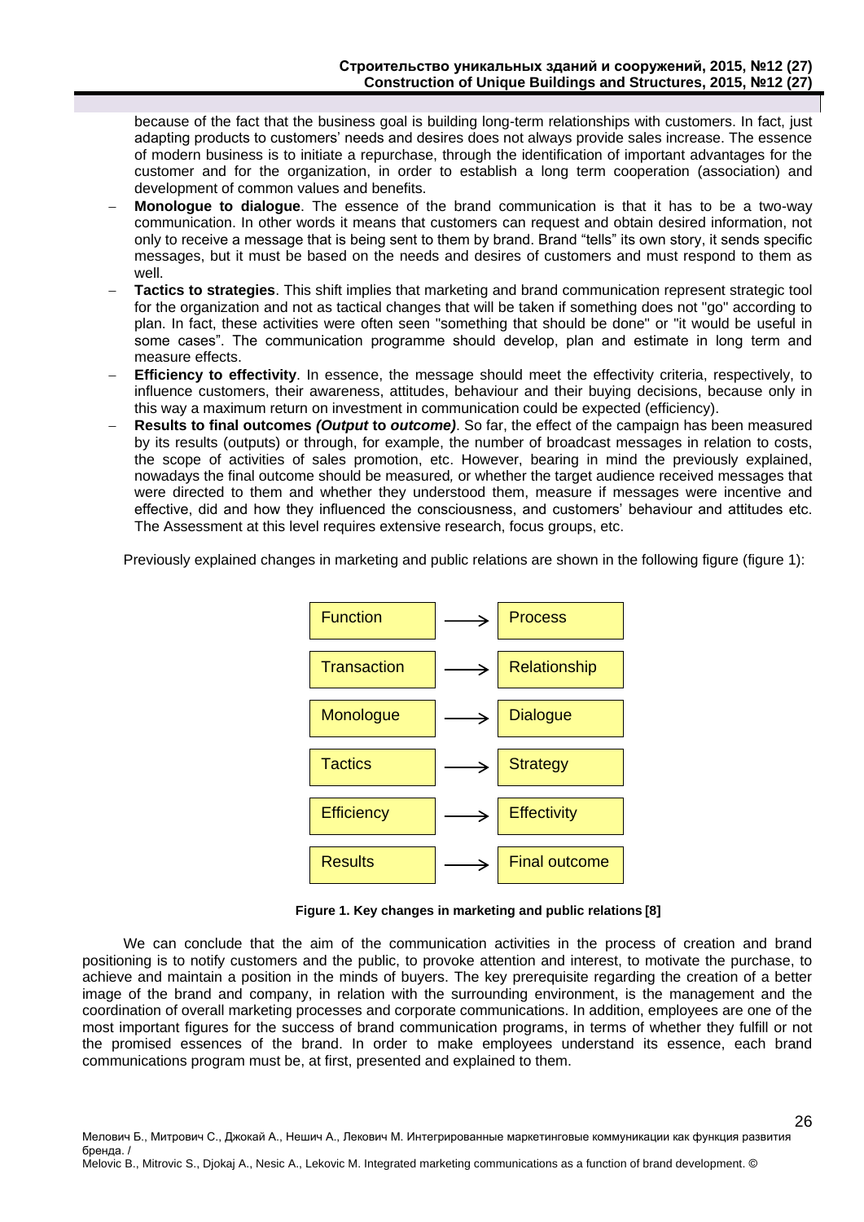because of the fact that the business goal is building long-term relationships with customers. In fact, just adapting products to customers' needs and desires does not always provide sales increase. The essence of modern business is to initiate a repurchase, through the identification of important advantages for the customer and for the organization, in order to establish a long term cooperation (association) and development of common values and benefits.

- **Monologue to dialogue**. The essence of the brand communication is that it has to be a two-way communication. In other words it means that customers can request and obtain desired information, not only to receive a message that is being sent to them by brand. Brand "tells" its own story, it sends specific messages, but it must be based on the needs and desires of customers and must respond to them as well.
- **Tactics to strategies**. This shift implies that marketing and brand communication represent strategic tool for the organization and not as tactical changes that will be taken if something does not "go" according to plan. In fact, these activities were often seen "something that should be done" or "it would be useful in some cases". The communication programme should develop, plan and estimate in long term and measure effects.
- **Efficiency to effectivity**. In essence, the message should meet the effectivity criteria, respectively, to influence customers, their awareness, attitudes, behaviour and their buying decisions, because only in this way a maximum return on investment in communication could be expected (efficiency).
- **Results to final outcomes *(Output* to *outcome)***. So far, the effect of the campaign has been measured by its results (outputs) or through, for example, the number of broadcast messages in relation to costs, the scope of activities of sales promotion, etc. However, bearing in mind the previously explained, nowadays the final outcome should be measured, or whether the target audience received messages that were directed to them and whether they understood them, measure if messages were incentive and effective, did and how they influenced the consciousness, and customers' behaviour and attitudes etc. The Assessment at this level requires extensive research, focus groups, etc.

Previously explained changes in marketing and public relations are shown in the following figure (figure 1):

| | | |
|---|---|---|
| Function | → | Process |
| Transaction | → | Relationship |
| Monologue | → | Dialogue |
| Tactics | → | Strategy |
| Efficiency | → | Effectivity |
| Results | → | Final outcome |

**Figure 1. Key changes in marketing and public relations [8]**

We can conclude that the aim of the communication activities in the process of creation and brand positioning is to notify customers and the public, to provoke attention and interest, to motivate the purchase, to achieve and maintain a position in the minds of buyers. The key prerequisite regarding the creation of a better image of the brand and company, in relation with the surrounding environment, is the management and the coordination of overall marketing processes and corporate communications. In addition, employees are one of the most important figures for the success of brand communication programs, in terms of whether they fulfill or not the promised essences of the brand. In order to make employees understand its essence, each brand communications program must be, at first, presented and explained to them.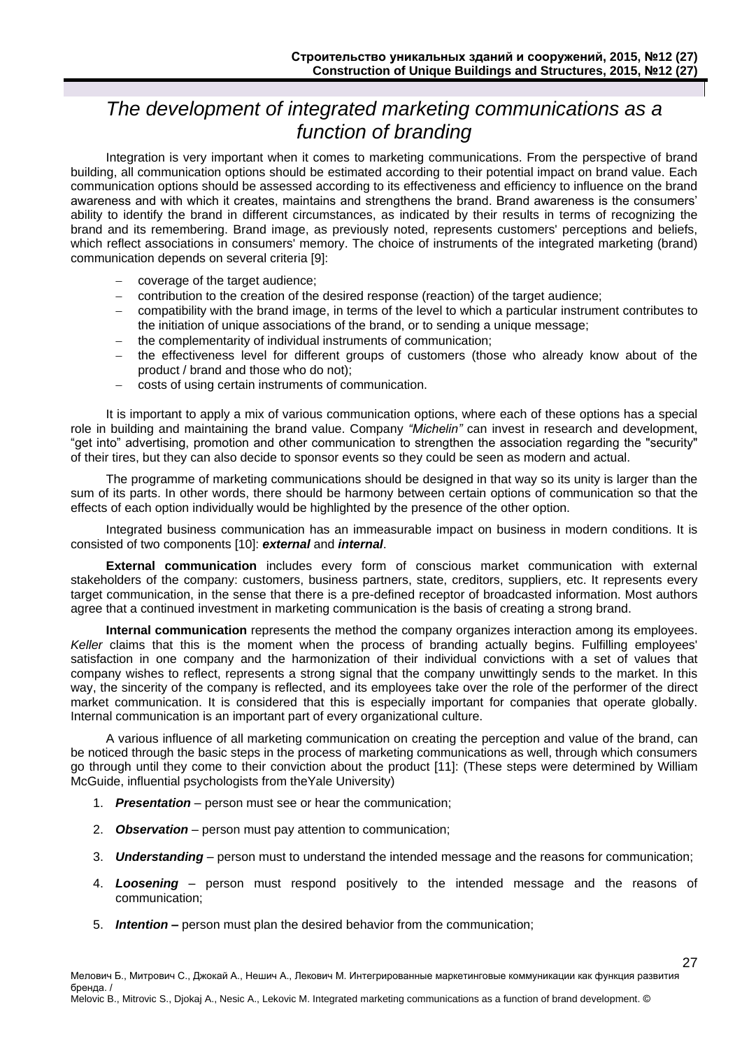# The development of integrated marketing communications as a function of branding

Integration is very important when it comes to marketing communications. From the perspective of brand building, all communication options should be estimated according to their potential impact on brand value. Each communication options should be assessed according to its effectiveness and efficiency to influence on the brand awareness and with which it creates, maintains and strengthens the brand. Brand awareness is the consumers' ability to identify the brand in different circumstances, as indicated by their results in terms of recognizing the brand and its remembering. Brand image, as previously noted, represents customers' perceptions and beliefs, which reflect associations in consumers' memory. The choice of instruments of the integrated marketing (brand) communication depends on several criteria [9]:

- coverage of the target audience;
- contribution to the creation of the desired response (reaction) of the target audience;
- compatibility with the brand image, in terms of the level to which a particular instrument contributes to the initiation of unique associations of the brand, or to sending a unique message;
- the complementarity of individual instruments of communication;
- the effectiveness level for different groups of customers (those who already know about of the product / brand and those who do not);
- costs of using certain instruments of communication.

It is important to apply a mix of various communication options, where each of these options has a special role in building and maintaining the brand value. Company *"Michelin"* can invest in research and development, "get into" advertising, promotion and other communication to strengthen the association regarding the "security" of their tires, but they can also decide to sponsor events so they could be seen as modern and actual.

The programme of marketing communications should be designed in that way so its unity is larger than the sum of its parts. In other words, there should be harmony between certain options of communication so that the effects of each option individually would be highlighted by the presence of the other option.

Integrated business communication has an immeasurable impact on business in modern conditions. It is consisted of two components [10]: ***external*** and ***internal***.

**External communication** includes every form of conscious market communication with external stakeholders of the company: customers, business partners, state, creditors, suppliers, etc. It represents every target communication, in the sense that there is a pre-defined receptor of broadcasted information. Most authors agree that a continued investment in marketing communication is the basis of creating a strong brand.

**Internal communication** represents the method the company organizes interaction among its employees. *Keller* claims that this is the moment when the process of branding actually begins. Fulfilling employees' satisfaction in one company and the harmonization of their individual convictions with a set of values that company wishes to reflect, represents a strong signal that the company unwittingly sends to the market. In this way, the sincerity of the company is reflected, and its employees take over the role of the performer of the direct market communication. It is considered that this is especially important for companies that operate globally. Internal communication is an important part of every organizational culture.

A various influence of all marketing communication on creating the perception and value of the brand, can be noticed through the basic steps in the process of marketing communications as well, through which consumers go through until they come to their conviction about the product [11]: (These steps were determined by William McGuide, influential psychologists from theYale University)

1. ***Presentation*** – person must see or hear the communication;
2. ***Observation*** – person must pay attention to communication;
3. ***Understanding*** – person must to understand the intended message and the reasons for communication;
4. ***Loosening*** – person must respond positively to the intended message and the reasons of communication;
5. ***Intention –*** person must plan the desired behavior from the communication;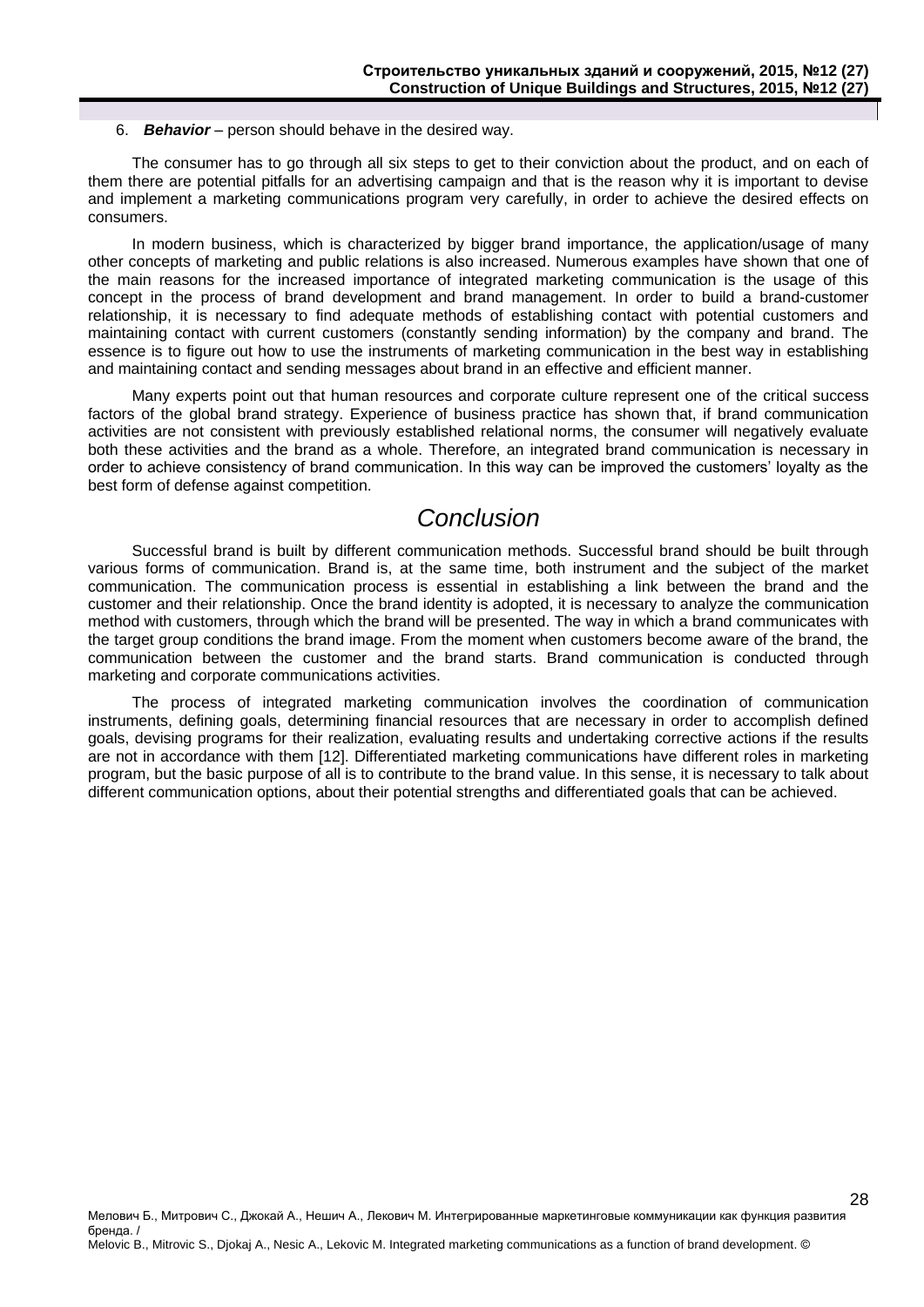6. ***Behavior*** – person should behave in the desired way.

The consumer has to go through all six steps to get to their conviction about the product, and on each of them there are potential pitfalls for an advertising campaign and that is the reason why it is important to devise and implement a marketing communications program very carefully, in order to achieve the desired effects on consumers.

In modern business, which is characterized by bigger brand importance, the application/usage of many other concepts of marketing and public relations is also increased. Numerous examples have shown that one of the main reasons for the increased importance of integrated marketing communication is the usage of this concept in the process of brand development and brand management. In order to build a brand-customer relationship, it is necessary to find adequate methods of establishing contact with potential customers and maintaining contact with current customers (constantly sending information) by the company and brand. The essence is to figure out how to use the instruments of marketing communication in the best way in establishing and maintaining contact and sending messages about brand in an effective and efficient manner.

Many experts point out that human resources and corporate culture represent one of the critical success factors of the global brand strategy. Experience of business practice has shown that, if brand communication activities are not consistent with previously established relational norms, the consumer will negatively evaluate both these activities and the brand as a whole. Therefore, an integrated brand communication is necessary in order to achieve consistency of brand communication. In this way can be improved the customers' loyalty as the best form of defense against competition.

## *Conclusion*

Successful brand is built by different communication methods. Successful brand should be built through various forms of communication. Brand is, at the same time, both instrument and the subject of the market communication. The communication process is essential in establishing a link between the brand and the customer and their relationship. Once the brand identity is adopted, it is necessary to analyze the communication method with customers, through which the brand will be presented. The way in which a brand communicates with the target group conditions the brand image. From the moment when customers become aware of the brand, the communication between the customer and the brand starts. Brand communication is conducted through marketing and corporate communications activities.

The process of integrated marketing communication involves the coordination of communication instruments, defining goals, determining financial resources that are necessary in order to accomplish defined goals, devising programs for their realization, evaluating results and undertaking corrective actions if the results are not in accordance with them [12]. Differentiated marketing communications have different roles in marketing program, but the basic purpose of all is to contribute to the brand value. In this sense, it is necessary to talk about different communication options, about their potential strengths and differentiated goals that can be achieved.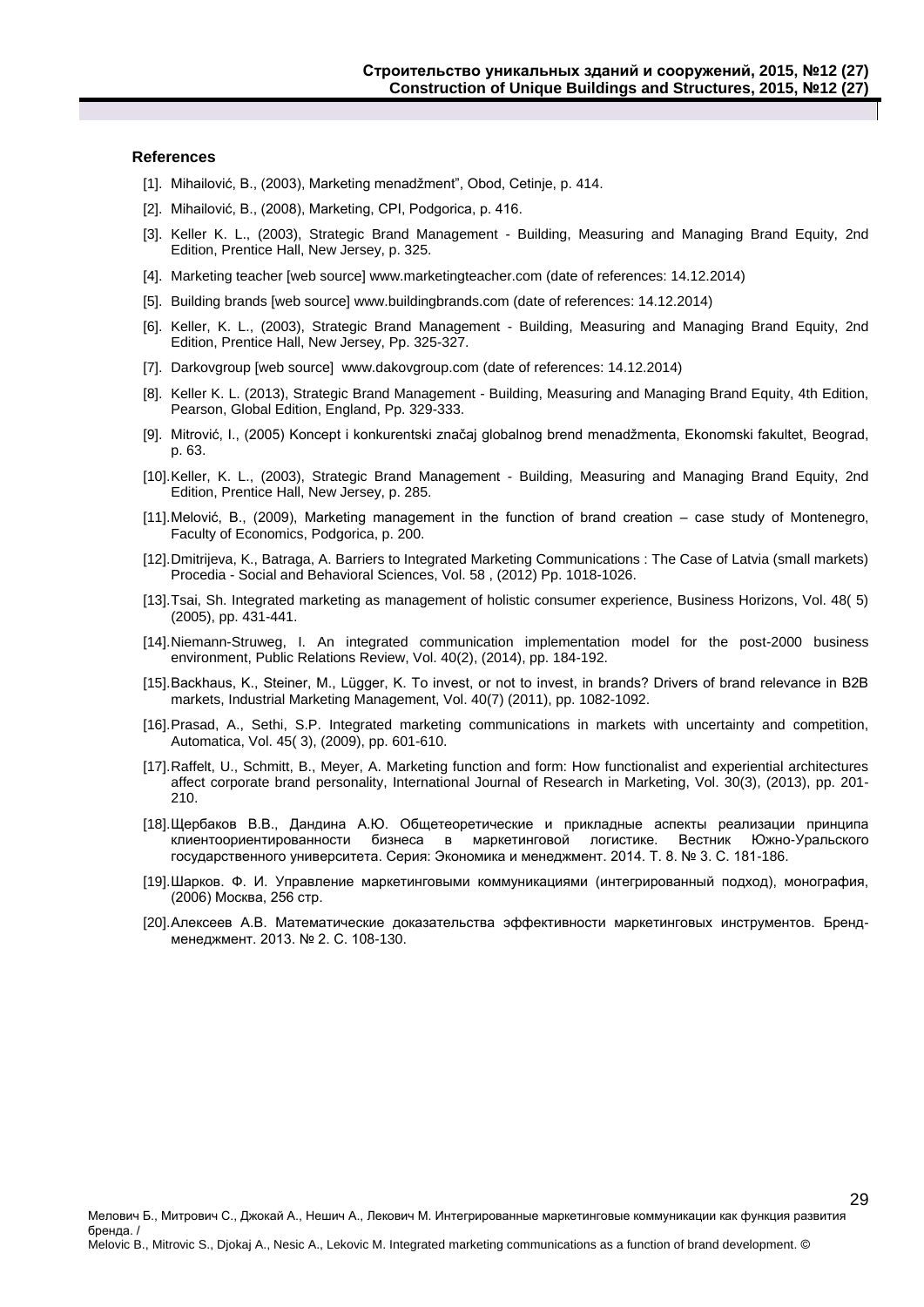### References

[1]. Mihailović, B., (2003), Marketing menadžment", Obod, Cetinje, p. 414.

[2]. Mihailović, B., (2008), Marketing, CPI, Podgorica, p. 416.

[3]. Keller K. L., (2003), Strategic Brand Management - Building, Measuring and Managing Brand Equity, 2nd Edition, Prentice Hall, New Jersey, p. 325.

[4]. Marketing teacher [web source] www.marketingteacher.com (date of references: 14.12.2014)

[5]. Building brands [web source] www.buildingbrands.com (date of references: 14.12.2014)

[6]. Keller, K. L., (2003), Strategic Brand Management - Building, Measuring and Managing Brand Equity, 2nd Edition, Prentice Hall, New Jersey, Pp. 325-327.

[7]. Darkovgroup [web source] www.dakovgroup.com (date of references: 14.12.2014)

[8]. Keller K. L. (2013), Strategic Brand Management - Building, Measuring and Managing Brand Equity, 4th Edition, Pearson, Global Edition, England, Pp. 329-333.

[9]. Mitrović, I., (2005) Koncept i konkurentski značaj globalnog brend menadžmenta, Ekonomski fakultet, Beograd, p. 63.

[10]. Keller, K. L., (2003), Strategic Brand Management - Building, Measuring and Managing Brand Equity, 2nd Edition, Prentice Hall, New Jersey, p. 285.

[11]. Melović, B., (2009), Marketing management in the function of brand creation – case study of Montenegro, Faculty of Economics, Podgorica, p. 200.

[12]. Dmitrijeva, K., Batraga, A. Barriers to Integrated Marketing Communications : The Case of Latvia (small markets) Procedia - Social and Behavioral Sciences, Vol. 58 , (2012) Pp. 1018-1026.

[13]. Tsai, Sh. Integrated marketing as management of holistic consumer experience, Business Horizons, Vol. 48( 5) (2005), pp. 431-441.

[14]. Niemann-Struweg, I. An integrated communication implementation model for the post-2000 business environment, Public Relations Review, Vol. 40(2), (2014), pp. 184-192.

[15]. Backhaus, K., Steiner, M., Lügger, K. To invest, or not to invest, in brands? Drivers of brand relevance in B2B markets, Industrial Marketing Management, Vol. 40(7) (2011), pp. 1082-1092.

[16]. Prasad, A., Sethi, S.P. Integrated marketing communications in markets with uncertainty and competition, Automatica, Vol. 45( 3), (2009), pp. 601-610.

[17]. Raffelt, U., Schmitt, B., Meyer, A. Marketing function and form: How functionalist and experiential architectures affect corporate brand personality, International Journal of Research in Marketing, Vol. 30(3), (2013), pp. 201-210.

[18]. Щербаков В.В., Дандина А.Ю. Общетеоретические и прикладные аспекты реализации принципа клиентоориентированности бизнеса в маркетинговой логистике. Вестник Южно-Уральского государственного университета. Серия: Экономика и менеджмент. 2014. Т. 8. № 3. С. 181-186.

[19]. Шарков. Ф. И. Управление маркетинговыми коммуникациями (интегрированный подход), монография, (2006) Москва, 256 стр.

[20]. Алексеев А.В. Математические доказательства эффективности маркетинговых инструментов. Бренд-менеджмент. 2013. № 2. С. 108-130.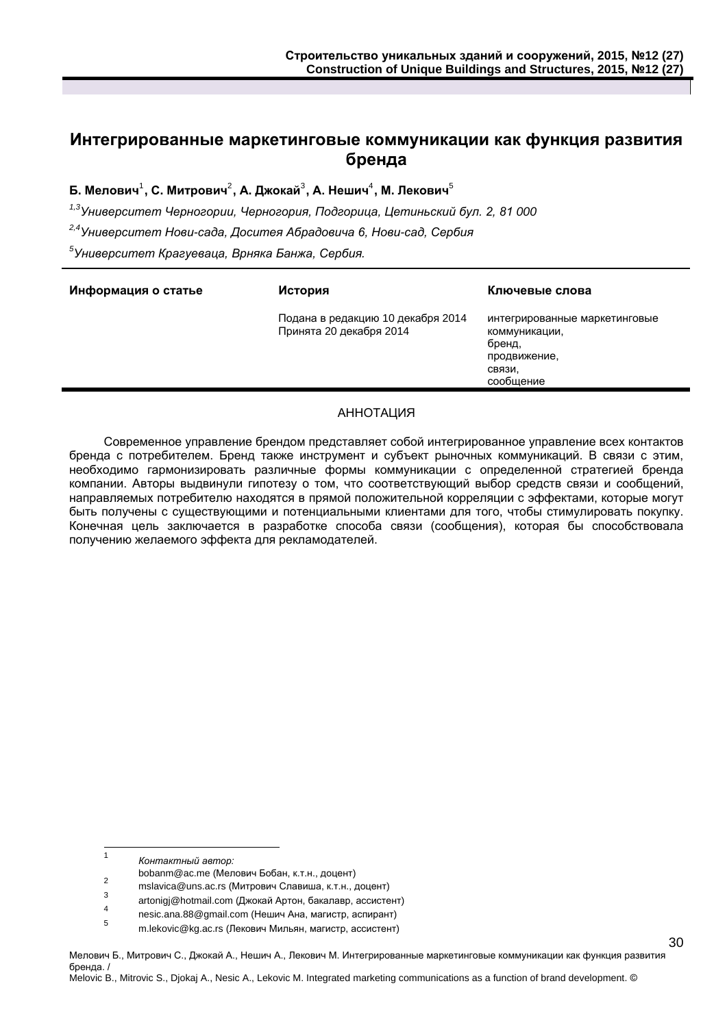# Интегрированные маркетинговые коммуникации как функция развития бренда

**Б. Мелович[1], С. Митрович[2], А. Джокай[3], А. Нешич[4], М. Лекович[5]**

*[1,3]Университет Черногории, Черногория, Подгорица, Цетиньский бул. 2, 81 000*

*[2,4]Университет Нови-сада, Доситея Абрадовича 6, Нови-сад, Сербия*

*[5]Университет Крагуеваца, Врняка Банжа, Сербия.*

| Информация о статье | История | Ключевые слова |
|---|---|---|
| | Подана в редакцию 10 декабря 2014<br>Принята 20 декабря 2014 | интегрированные маркетинговые коммуникации,<br>бренд,<br>продвижение,<br>связи,<br>сообщение |

АННОТАЦИЯ

Современное управление брендом представляет собой интегрированное управление всех контактов бренда с потребителем. Бренд также инструмент и субъект рыночных коммуникаций. В связи с этим, необходимо гармонизировать различные формы коммуникации с определенной стратегией бренда компании. Авторы выдвинули гипотезу о том, что соответствующий выбор средств связи и сообщений, направляемых потребителю находятся в прямой положительной корреляции с эффектами, которые могут быть получены с существующими и потенциальными клиентами для того, чтобы стимулировать покупку. Конечная цель заключается в разработке способа связи (сообщения), которая бы способствовала получению желаемого эффекта для рекламодателей.

---

[1] *Контактный автор:*
bobanm@ac.me (Мелович Бобан, к.т.н., доцент)

[2] mslavica@uns.ac.rs (Митрович Славиша, к.т.н., доцент)

[3] artonigj@hotmail.com (Джокай Артон, бакалавр, ассистент)

[4] nesic.ana.88@gmail.com (Нешич Ана, магистр, аспирант)

[5] m.lekovic@kg.ac.rs (Лекович Мильян, магистр, ассистент)

Мелович Б., Митрович С., Джокай А., Нешич А., Лекович М. Интегрированные маркетинговые коммуникации как функция развития бренда. /
Melovic B., Mitrovic S., Djokaj A., Nesic A., Lekovic M. Integrated marketing communications as a function of brand development. ©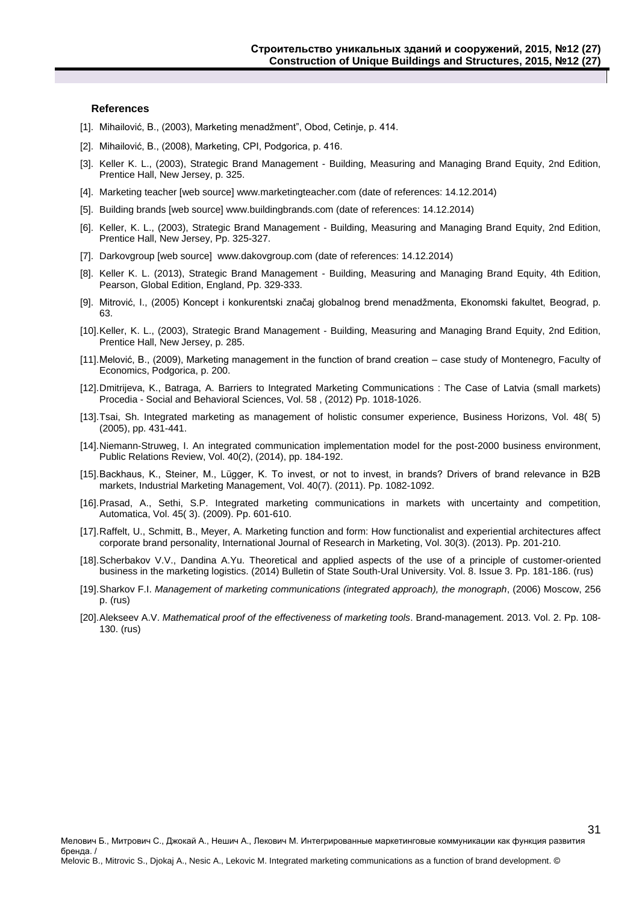### References

[1]. Mihailović, B., (2003), Marketing menadžment", Obod, Cetinje, p. 414.

[2]. Mihailović, B., (2008), Marketing, CPI, Podgorica, p. 416.

[3]. Keller K. L., (2003), Strategic Brand Management - Building, Measuring and Managing Brand Equity, 2nd Edition, Prentice Hall, New Jersey, p. 325.

[4]. Marketing teacher [web source] www.marketingteacher.com (date of references: 14.12.2014)

[5]. Building brands [web source] www.buildingbrands.com (date of references: 14.12.2014)

[6]. Keller, K. L., (2003), Strategic Brand Management - Building, Measuring and Managing Brand Equity, 2nd Edition, Prentice Hall, New Jersey, Pp. 325-327.

[7]. Darkovgroup [web source] www.dakovgroup.com (date of references: 14.12.2014)

[8]. Keller K. L. (2013), Strategic Brand Management - Building, Measuring and Managing Brand Equity, 4th Edition, Pearson, Global Edition, England, Pp. 329-333.

[9]. Mitrović, I., (2005) Koncept i konkurentski značaj globalnog brend menadžmenta, Ekonomski fakultet, Beograd, p. 63.

[10]. Keller, K. L., (2003), Strategic Brand Management - Building, Measuring and Managing Brand Equity, 2nd Edition, Prentice Hall, New Jersey, p. 285.

[11]. Melović, B., (2009), Marketing management in the function of brand creation – case study of Montenegro, Faculty of Economics, Podgorica, p. 200.

[12]. Dmitrijeva, K., Batraga, A. Barriers to Integrated Marketing Communications : The Case of Latvia (small markets) Procedia - Social and Behavioral Sciences, Vol. 58 , (2012) Pp. 1018-1026.

[13]. Tsai, Sh. Integrated marketing as management of holistic consumer experience, Business Horizons, Vol. 48( 5) (2005), pp. 431-441.

[14]. Niemann-Struweg, I. An integrated communication implementation model for the post-2000 business environment, Public Relations Review, Vol. 40(2), (2014), pp. 184-192.

[15]. Backhaus, K., Steiner, M., Lügger, K. To invest, or not to invest, in brands? Drivers of brand relevance in B2B markets, Industrial Marketing Management, Vol. 40(7). (2011). Pp. 1082-1092.

[16]. Prasad, A., Sethi, S.P. Integrated marketing communications in markets with uncertainty and competition, Automatica, Vol. 45( 3). (2009). Pp. 601-610.

[17]. Raffelt, U., Schmitt, B., Meyer, A. Marketing function and form: How functionalist and experiential architectures affect corporate brand personality, International Journal of Research in Marketing, Vol. 30(3). (2013). Pp. 201-210.

[18]. Scherbakov V.V., Dandina A.Yu. Theoretical and applied aspects of the use of a principle of customer-oriented business in the marketing logistics. (2014) Bulletin of State South-Ural University. Vol. 8. Issue 3. Pp. 181-186. (rus)

[19]. Sharkov F.I. *Management of marketing communications (integrated approach), the monograph*, (2006) Moscow, 256 p. (rus)

[20]. Alekseev A.V. *Mathematical proof of the effectiveness of marketing tools*. Brand-management. 2013. Vol. 2. Pp. 108-130. (rus)